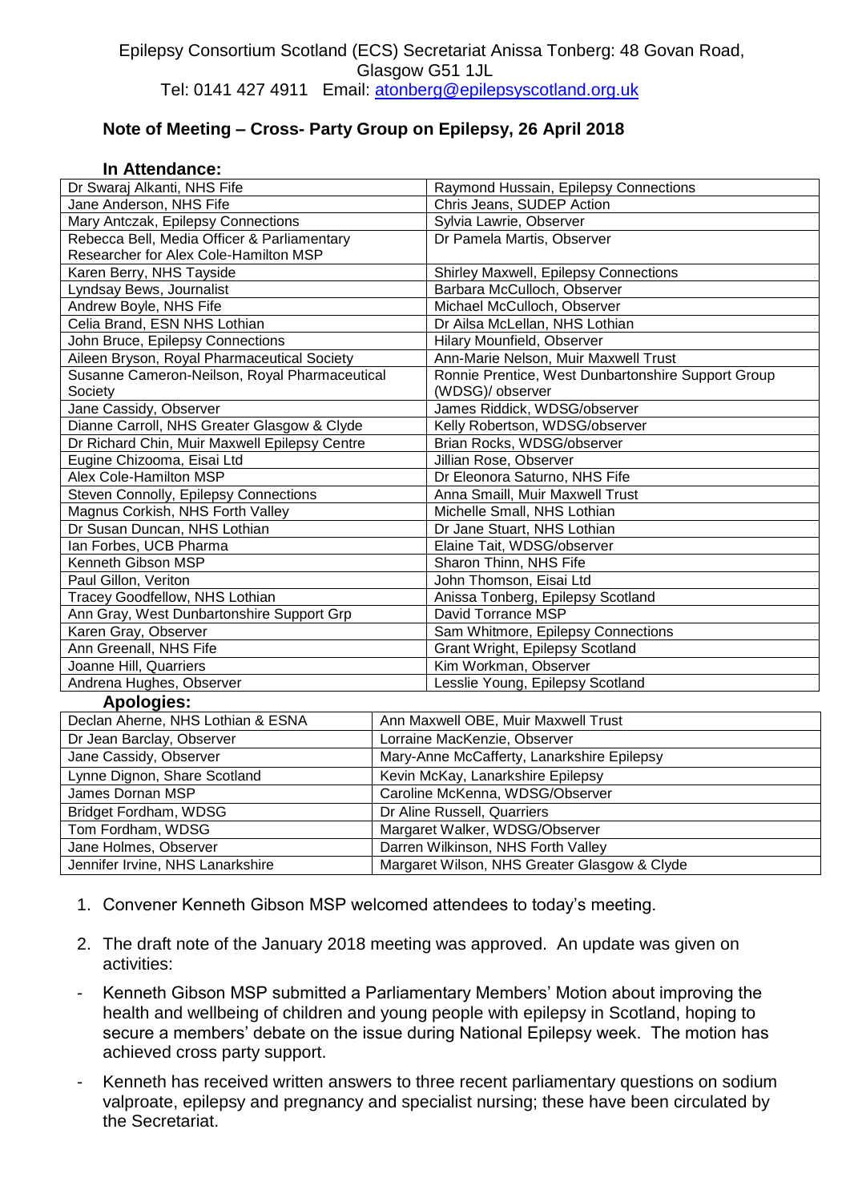Epilepsy Consortium Scotland (ECS) Secretariat Anissa Tonberg: 48 Govan Road, Glasgow G51 1JL
Tel: 0141 427 4911 Email: atonberg@epilepsyscotland.org.uk

## Note of Meeting – Cross- Party Group on Epilepsy, 26 April 2018

**In Attendance:**

| | |
|---|---|
| Dr Swaraj Alkanti, NHS Fife | Raymond Hussain, Epilepsy Connections |
| Jane Anderson, NHS Fife | Chris Jeans, SUDEP Action |
| Mary Antczak, Epilepsy Connections | Sylvia Lawrie, Observer |
| Rebecca Bell, Media Officer & Parliamentary Researcher for Alex Cole-Hamilton MSP | Dr Pamela Martis, Observer |
| Karen Berry, NHS Tayside | Shirley Maxwell, Epilepsy Connections |
| Lyndsay Bews, Journalist | Barbara McCulloch, Observer |
| Andrew Boyle, NHS Fife | Michael McCulloch, Observer |
| Celia Brand, ESN NHS Lothian | Dr Ailsa McLellan, NHS Lothian |
| John Bruce, Epilepsy Connections | Hilary Mounfield, Observer |
| Aileen Bryson, Royal Pharmaceutical Society | Ann-Marie Nelson, Muir Maxwell Trust |
| Susanne Cameron-Neilson, Royal Pharmaceutical Society | Ronnie Prentice, West Dunbartonshire Support Group (WDSG)/ observer |
| Jane Cassidy, Observer | James Riddick, WDSG/observer |
| Dianne Carroll, NHS Greater Glasgow & Clyde | Kelly Robertson, WDSG/observer |
| Dr Richard Chin, Muir Maxwell Epilepsy Centre | Brian Rocks, WDSG/observer |
| Eugine Chizooma, Eisai Ltd | Jillian Rose, Observer |
| Alex Cole-Hamilton MSP | Dr Eleonora Saturno, NHS Fife |
| Steven Connolly, Epilepsy Connections | Anna Smaill, Muir Maxwell Trust |
| Magnus Corkish, NHS Forth Valley | Michelle Small, NHS Lothian |
| Dr Susan Duncan, NHS Lothian | Dr Jane Stuart, NHS Lothian |
| Ian Forbes, UCB Pharma | Elaine Tait, WDSG/observer |
| Kenneth Gibson MSP | Sharon Thinn, NHS Fife |
| Paul Gillon, Veriton | John Thomson, Eisai Ltd |
| Tracey Goodfellow, NHS Lothian | Anissa Tonberg, Epilepsy Scotland |
| Ann Gray, West Dunbartonshire Support Grp | David Torrance MSP |
| Karen Gray, Observer | Sam Whitmore, Epilepsy Connections |
| Ann Greenall, NHS Fife | Grant Wright, Epilepsy Scotland |
| Joanne Hill, Quarriers | Kim Workman, Observer |
| Andrena Hughes, Observer | Lesslie Young, Epilepsy Scotland |

**Apologies:**

| | |
|---|---|
| Declan Aherne, NHS Lothian & ESNA | Ann Maxwell OBE, Muir Maxwell Trust |
| Dr Jean Barclay, Observer | Lorraine MacKenzie, Observer |
| Jane Cassidy, Observer | Mary-Anne McCafferty, Lanarkshire Epilepsy |
| Lynne Dignon, Share Scotland | Kevin McKay, Lanarkshire Epilepsy |
| James Dornan MSP | Caroline McKenna, WDSG/Observer |
| Bridget Fordham, WDSG | Dr Aline Russell, Quarriers |
| Tom Fordham, WDSG | Margaret Walker, WDSG/Observer |
| Jane Holmes, Observer | Darren Wilkinson, NHS Forth Valley |
| Jennifer Irvine, NHS Lanarkshire | Margaret Wilson, NHS Greater Glasgow & Clyde |

1. Convener Kenneth Gibson MSP welcomed attendees to today's meeting.

2. The draft note of the January 2018 meeting was approved. An update was given on activities:

- Kenneth Gibson MSP submitted a Parliamentary Members' Motion about improving the health and wellbeing of children and young people with epilepsy in Scotland, hoping to secure a members' debate on the issue during National Epilepsy week. The motion has achieved cross party support.

- Kenneth has received written answers to three recent parliamentary questions on sodium valproate, epilepsy and pregnancy and specialist nursing; these have been circulated by the Secretariat.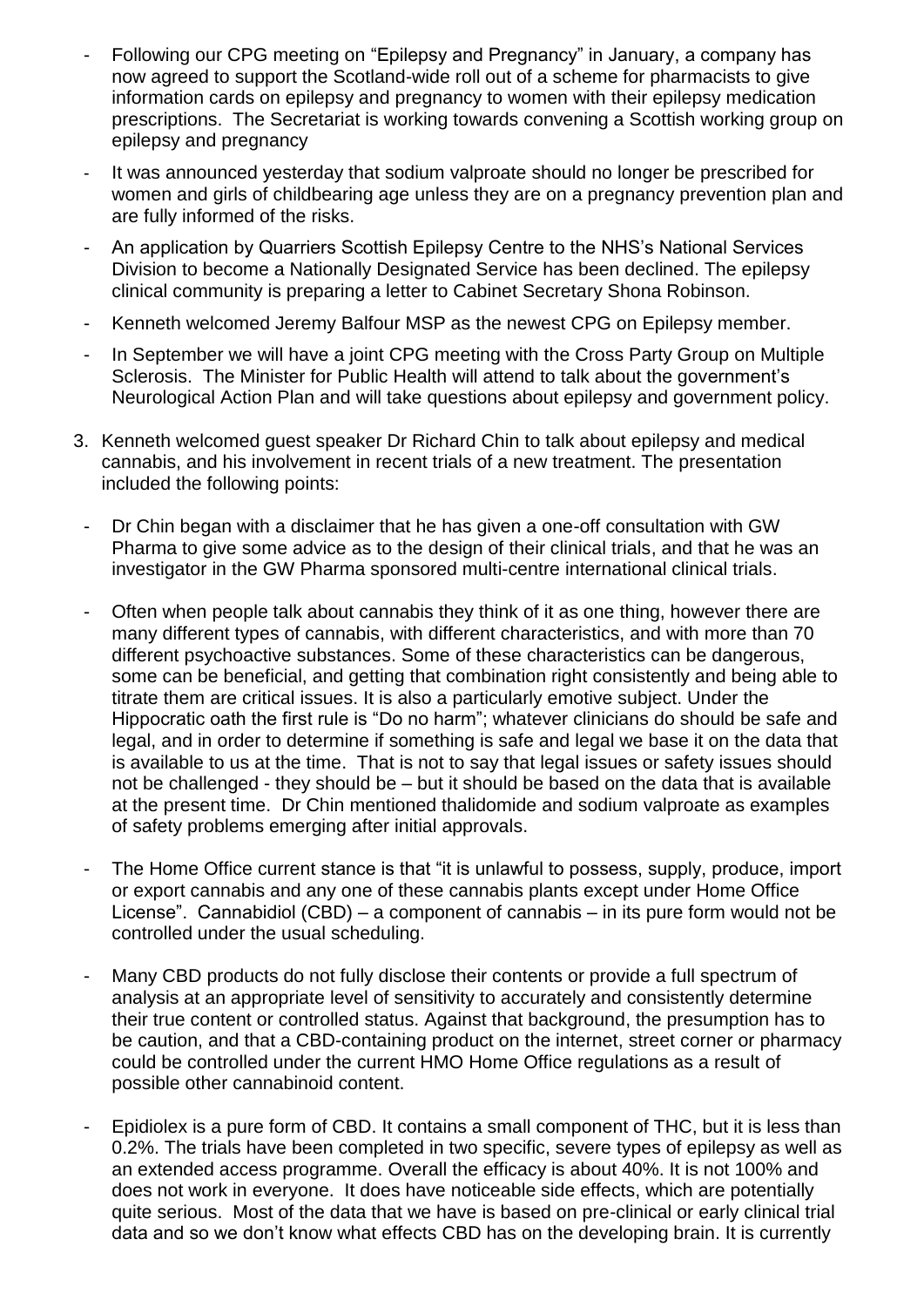- Following our CPG meeting on "Epilepsy and Pregnancy" in January, a company has now agreed to support the Scotland-wide roll out of a scheme for pharmacists to give information cards on epilepsy and pregnancy to women with their epilepsy medication prescriptions. The Secretariat is working towards convening a Scottish working group on epilepsy and pregnancy
- It was announced yesterday that sodium valproate should no longer be prescribed for women and girls of childbearing age unless they are on a pregnancy prevention plan and are fully informed of the risks.
- An application by Quarriers Scottish Epilepsy Centre to the NHS's National Services Division to become a Nationally Designated Service has been declined. The epilepsy clinical community is preparing a letter to Cabinet Secretary Shona Robinson.
- Kenneth welcomed Jeremy Balfour MSP as the newest CPG on Epilepsy member.
- In September we will have a joint CPG meeting with the Cross Party Group on Multiple Sclerosis. The Minister for Public Health will attend to talk about the government's Neurological Action Plan and will take questions about epilepsy and government policy.

3. Kenneth welcomed guest speaker Dr Richard Chin to talk about epilepsy and medical cannabis, and his involvement in recent trials of a new treatment. The presentation included the following points:

   - Dr Chin began with a disclaimer that he has given a one-off consultation with GW Pharma to give some advice as to the design of their clinical trials, and that he was an investigator in the GW Pharma sponsored multi-centre international clinical trials.
   - Often when people talk about cannabis they think of it as one thing, however there are many different types of cannabis, with different characteristics, and with more than 70 different psychoactive substances. Some of these characteristics can be dangerous, some can be beneficial, and getting that combination right consistently and being able to titrate them are critical issues. It is also a particularly emotive subject. Under the Hippocratic oath the first rule is "Do no harm"; whatever clinicians do should be safe and legal, and in order to determine if something is safe and legal we base it on the data that is available to us at the time. That is not to say that legal issues or safety issues should not be challenged - they should be – but it should be based on the data that is available at the present time. Dr Chin mentioned thalidomide and sodium valproate as examples of safety problems emerging after initial approvals.
   - The Home Office current stance is that "it is unlawful to possess, supply, produce, import or export cannabis and any one of these cannabis plants except under Home Office License". Cannabidiol (CBD) – a component of cannabis – in its pure form would not be controlled under the usual scheduling.
   - Many CBD products do not fully disclose their contents or provide a full spectrum of analysis at an appropriate level of sensitivity to accurately and consistently determine their true content or controlled status. Against that background, the presumption has to be caution, and that a CBD-containing product on the internet, street corner or pharmacy could be controlled under the current HMO Home Office regulations as a result of possible other cannabinoid content.
   - Epidiolex is a pure form of CBD. It contains a small component of THC, but it is less than 0.2%. The trials have been completed in two specific, severe types of epilepsy as well as an extended access programme. Overall the efficacy is about 40%. It is not 100% and does not work in everyone. It does have noticeable side effects, which are potentially quite serious. Most of the data that we have is based on pre-clinical or early clinical trial data and so we don't know what effects CBD has on the developing brain. It is currently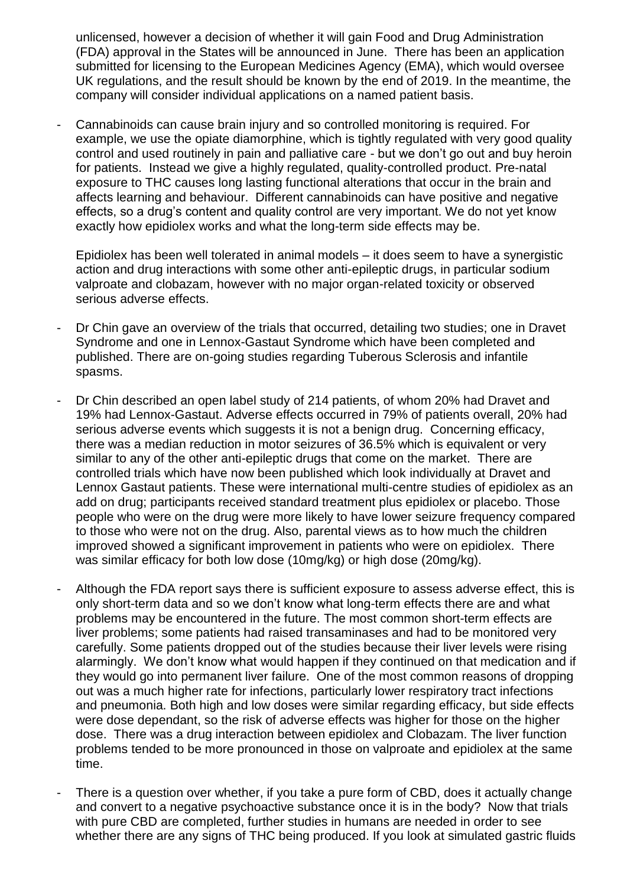unlicensed, however a decision of whether it will gain Food and Drug Administration (FDA) approval in the States will be announced in June. There has been an application submitted for licensing to the European Medicines Agency (EMA), which would oversee UK regulations, and the result should be known by the end of 2019. In the meantime, the company will consider individual applications on a named patient basis.

- Cannabinoids can cause brain injury and so controlled monitoring is required. For example, we use the opiate diamorphine, which is tightly regulated with very good quality control and used routinely in pain and palliative care - but we don't go out and buy heroin for patients. Instead we give a highly regulated, quality-controlled product. Pre-natal exposure to THC causes long lasting functional alterations that occur in the brain and affects learning and behaviour. Different cannabinoids can have positive and negative effects, so a drug's content and quality control are very important. We do not yet know exactly how epidiolex works and what the long-term side effects may be.

  Epidiolex has been well tolerated in animal models – it does seem to have a synergistic action and drug interactions with some other anti-epileptic drugs, in particular sodium valproate and clobazam, however with no major organ-related toxicity or observed serious adverse effects.

- Dr Chin gave an overview of the trials that occurred, detailing two studies; one in Dravet Syndrome and one in Lennox-Gastaut Syndrome which have been completed and published. There are on-going studies regarding Tuberous Sclerosis and infantile spasms.

- Dr Chin described an open label study of 214 patients, of whom 20% had Dravet and 19% had Lennox-Gastaut. Adverse effects occurred in 79% of patients overall, 20% had serious adverse events which suggests it is not a benign drug. Concerning efficacy, there was a median reduction in motor seizures of 36.5% which is equivalent or very similar to any of the other anti-epileptic drugs that come on the market. There are controlled trials which have now been published which look individually at Dravet and Lennox Gastaut patients. These were international multi-centre studies of epidiolex as an add on drug; participants received standard treatment plus epidiolex or placebo. Those people who were on the drug were more likely to have lower seizure frequency compared to those who were not on the drug. Also, parental views as to how much the children improved showed a significant improvement in patients who were on epidiolex. There was similar efficacy for both low dose (10mg/kg) or high dose (20mg/kg).

- Although the FDA report says there is sufficient exposure to assess adverse effect, this is only short-term data and so we don't know what long-term effects there are and what problems may be encountered in the future. The most common short-term effects are liver problems; some patients had raised transaminases and had to be monitored very carefully. Some patients dropped out of the studies because their liver levels were rising alarmingly. We don't know what would happen if they continued on that medication and if they would go into permanent liver failure. One of the most common reasons of dropping out was a much higher rate for infections, particularly lower respiratory tract infections and pneumonia. Both high and low doses were similar regarding efficacy, but side effects were dose dependant, so the risk of adverse effects was higher for those on the higher dose. There was a drug interaction between epidiolex and Clobazam. The liver function problems tended to be more pronounced in those on valproate and epidiolex at the same time.

- There is a question over whether, if you take a pure form of CBD, does it actually change and convert to a negative psychoactive substance once it is in the body? Now that trials with pure CBD are completed, further studies in humans are needed in order to see whether there are any signs of THC being produced. If you look at simulated gastric fluids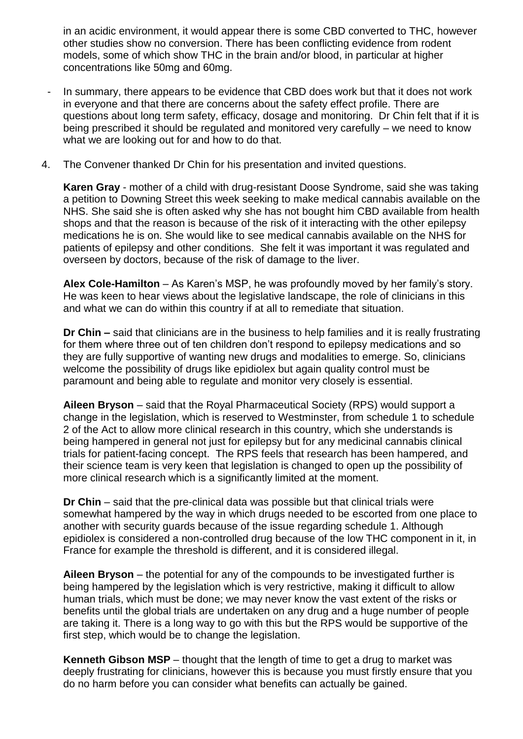in an acidic environment, it would appear there is some CBD converted to THC, however other studies show no conversion. There has been conflicting evidence from rodent models, some of which show THC in the brain and/or blood, in particular at higher concentrations like 50mg and 60mg.

- In summary, there appears to be evidence that CBD does work but that it does not work in everyone and that there are concerns about the safety effect profile. There are questions about long term safety, efficacy, dosage and monitoring. Dr Chin felt that if it is being prescribed it should be regulated and monitored very carefully – we need to know what we are looking out for and how to do that.

4. The Convener thanked Dr Chin for his presentation and invited questions.

   **Karen Gray** - mother of a child with drug-resistant Doose Syndrome, said she was taking a petition to Downing Street this week seeking to make medical cannabis available on the NHS. She said she is often asked why she has not bought him CBD available from health shops and that the reason is because of the risk of it interacting with the other epilepsy medications he is on. She would like to see medical cannabis available on the NHS for patients of epilepsy and other conditions. She felt it was important it was regulated and overseen by doctors, because of the risk of damage to the liver.

   **Alex Cole-Hamilton** – As Karen's MSP, he was profoundly moved by her family's story. He was keen to hear views about the legislative landscape, the role of clinicians in this and what we can do within this country if at all to remediate that situation.

   **Dr Chin –** said that clinicians are in the business to help families and it is really frustrating for them where three out of ten children don't respond to epilepsy medications and so they are fully supportive of wanting new drugs and modalities to emerge. So, clinicians welcome the possibility of drugs like epidiolex but again quality control must be paramount and being able to regulate and monitor very closely is essential.

   **Aileen Bryson** – said that the Royal Pharmaceutical Society (RPS) would support a change in the legislation, which is reserved to Westminster, from schedule 1 to schedule 2 of the Act to allow more clinical research in this country, which she understands is being hampered in general not just for epilepsy but for any medicinal cannabis clinical trials for patient-facing concept. The RPS feels that research has been hampered, and their science team is very keen that legislation is changed to open up the possibility of more clinical research which is a significantly limited at the moment.

   **Dr Chin** – said that the pre-clinical data was possible but that clinical trials were somewhat hampered by the way in which drugs needed to be escorted from one place to another with security guards because of the issue regarding schedule 1. Although epidiolex is considered a non-controlled drug because of the low THC component in it, in France for example the threshold is different, and it is considered illegal.

   **Aileen Bryson** – the potential for any of the compounds to be investigated further is being hampered by the legislation which is very restrictive, making it difficult to allow human trials, which must be done; we may never know the vast extent of the risks or benefits until the global trials are undertaken on any drug and a huge number of people are taking it. There is a long way to go with this but the RPS would be supportive of the first step, which would be to change the legislation.

   **Kenneth Gibson MSP** – thought that the length of time to get a drug to market was deeply frustrating for clinicians, however this is because you must firstly ensure that you do no harm before you can consider what benefits can actually be gained.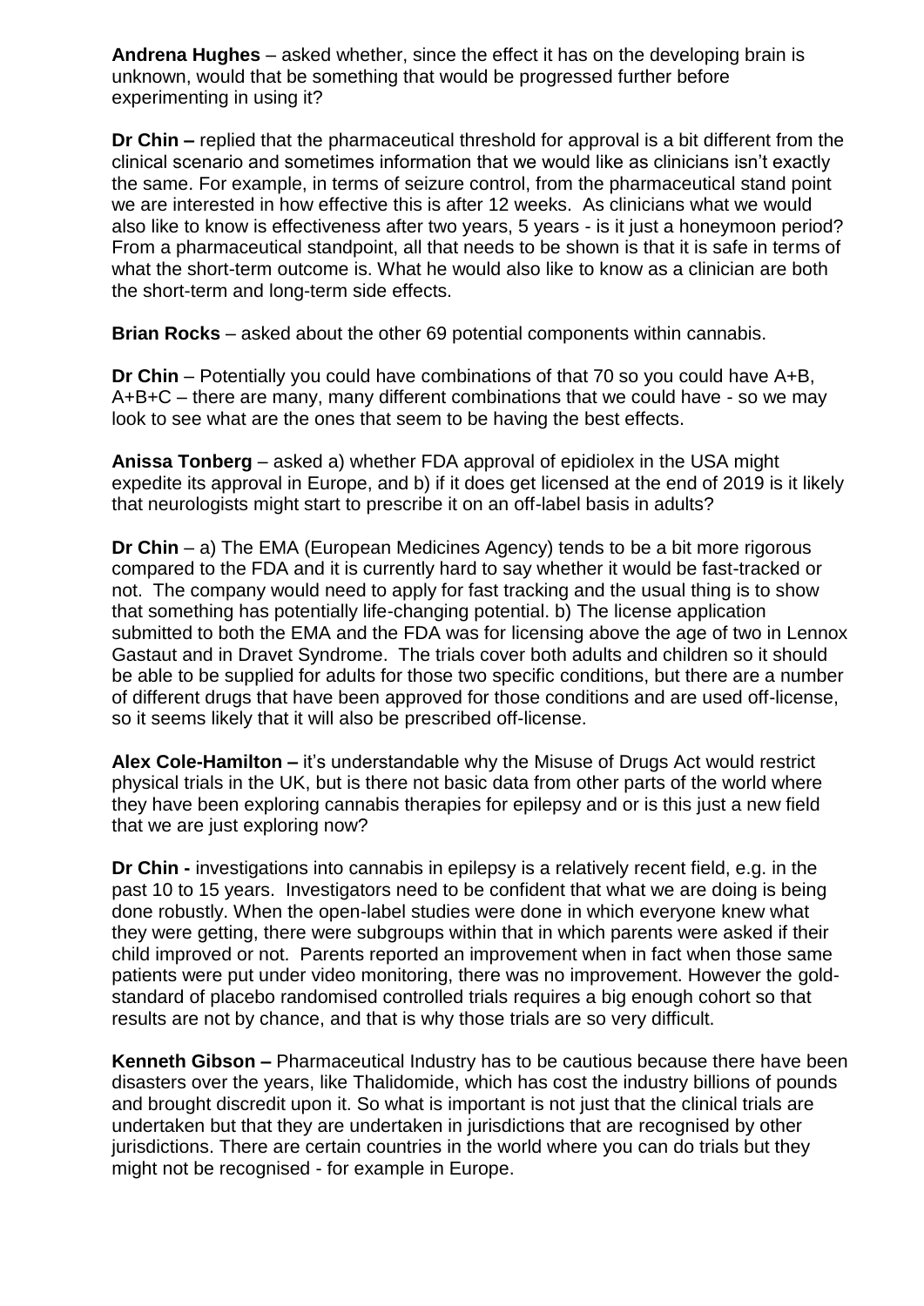**Andrena Hughes** – asked whether, since the effect it has on the developing brain is unknown, would that be something that would be progressed further before experimenting in using it?

**Dr Chin –** replied that the pharmaceutical threshold for approval is a bit different from the clinical scenario and sometimes information that we would like as clinicians isn't exactly the same. For example, in terms of seizure control, from the pharmaceutical stand point we are interested in how effective this is after 12 weeks. As clinicians what we would also like to know is effectiveness after two years, 5 years - is it just a honeymoon period? From a pharmaceutical standpoint, all that needs to be shown is that it is safe in terms of what the short-term outcome is. What he would also like to know as a clinician are both the short-term and long-term side effects.

**Brian Rocks** – asked about the other 69 potential components within cannabis.

**Dr Chin** – Potentially you could have combinations of that 70 so you could have A+B, A+B+C – there are many, many different combinations that we could have - so we may look to see what are the ones that seem to be having the best effects.

**Anissa Tonberg** – asked a) whether FDA approval of epidiolex in the USA might expedite its approval in Europe, and b) if it does get licensed at the end of 2019 is it likely that neurologists might start to prescribe it on an off-label basis in adults?

**Dr Chin** – a) The EMA (European Medicines Agency) tends to be a bit more rigorous compared to the FDA and it is currently hard to say whether it would be fast-tracked or not. The company would need to apply for fast tracking and the usual thing is to show that something has potentially life-changing potential. b) The license application submitted to both the EMA and the FDA was for licensing above the age of two in Lennox Gastaut and in Dravet Syndrome. The trials cover both adults and children so it should be able to be supplied for adults for those two specific conditions, but there are a number of different drugs that have been approved for those conditions and are used off-license, so it seems likely that it will also be prescribed off-license.

**Alex Cole-Hamilton –** it's understandable why the Misuse of Drugs Act would restrict physical trials in the UK, but is there not basic data from other parts of the world where they have been exploring cannabis therapies for epilepsy and or is this just a new field that we are just exploring now?

**Dr Chin -** investigations into cannabis in epilepsy is a relatively recent field, e.g. in the past 10 to 15 years. Investigators need to be confident that what we are doing is being done robustly. When the open-label studies were done in which everyone knew what they were getting, there were subgroups within that in which parents were asked if their child improved or not. Parents reported an improvement when in fact when those same patients were put under video monitoring, there was no improvement. However the gold-standard of placebo randomised controlled trials requires a big enough cohort so that results are not by chance, and that is why those trials are so very difficult.

**Kenneth Gibson –** Pharmaceutical Industry has to be cautious because there have been disasters over the years, like Thalidomide, which has cost the industry billions of pounds and brought discredit upon it. So what is important is not just that the clinical trials are undertaken but that they are undertaken in jurisdictions that are recognised by other jurisdictions. There are certain countries in the world where you can do trials but they might not be recognised - for example in Europe.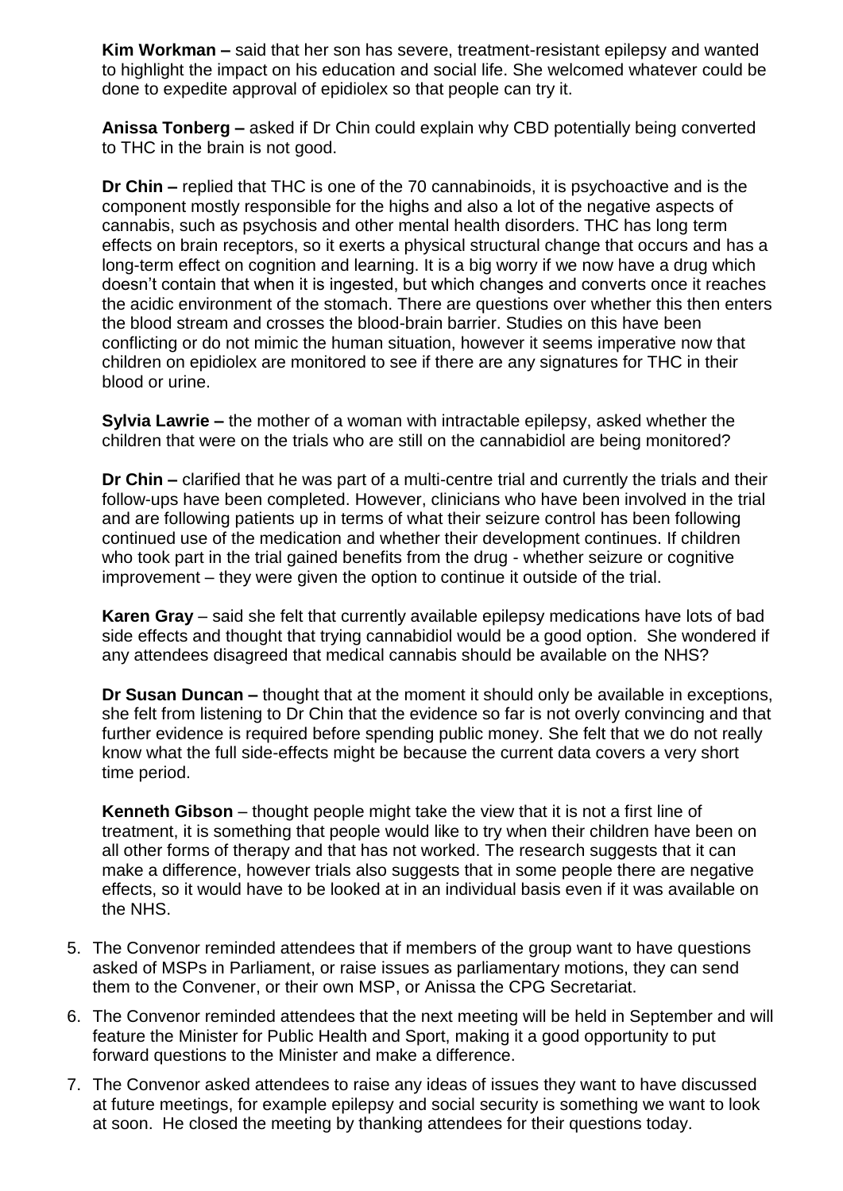**Kim Workman –** said that her son has severe, treatment-resistant epilepsy and wanted to highlight the impact on his education and social life. She welcomed whatever could be done to expedite approval of epidiolex so that people can try it.

**Anissa Tonberg –** asked if Dr Chin could explain why CBD potentially being converted to THC in the brain is not good.

**Dr Chin –** replied that THC is one of the 70 cannabinoids, it is psychoactive and is the component mostly responsible for the highs and also a lot of the negative aspects of cannabis, such as psychosis and other mental health disorders. THC has long term effects on brain receptors, so it exerts a physical structural change that occurs and has a long-term effect on cognition and learning. It is a big worry if we now have a drug which doesn't contain that when it is ingested, but which changes and converts once it reaches the acidic environment of the stomach. There are questions over whether this then enters the blood stream and crosses the blood-brain barrier. Studies on this have been conflicting or do not mimic the human situation, however it seems imperative now that children on epidiolex are monitored to see if there are any signatures for THC in their blood or urine.

**Sylvia Lawrie –** the mother of a woman with intractable epilepsy, asked whether the children that were on the trials who are still on the cannabidiol are being monitored?

**Dr Chin –** clarified that he was part of a multi-centre trial and currently the trials and their follow-ups have been completed. However, clinicians who have been involved in the trial and are following patients up in terms of what their seizure control has been following continued use of the medication and whether their development continues. If children who took part in the trial gained benefits from the drug - whether seizure or cognitive improvement – they were given the option to continue it outside of the trial.

**Karen Gray** – said she felt that currently available epilepsy medications have lots of bad side effects and thought that trying cannabidiol would be a good option. She wondered if any attendees disagreed that medical cannabis should be available on the NHS?

**Dr Susan Duncan –** thought that at the moment it should only be available in exceptions, she felt from listening to Dr Chin that the evidence so far is not overly convincing and that further evidence is required before spending public money. She felt that we do not really know what the full side-effects might be because the current data covers a very short time period.

**Kenneth Gibson** – thought people might take the view that it is not a first line of treatment, it is something that people would like to try when their children have been on all other forms of therapy and that has not worked. The research suggests that it can make a difference, however trials also suggests that in some people there are negative effects, so it would have to be looked at in an individual basis even if it was available on the NHS.

5. The Convenor reminded attendees that if members of the group want to have questions asked of MSPs in Parliament, or raise issues as parliamentary motions, they can send them to the Convener, or their own MSP, or Anissa the CPG Secretariat.
6. The Convenor reminded attendees that the next meeting will be held in September and will feature the Minister for Public Health and Sport, making it a good opportunity to put forward questions to the Minister and make a difference.
7. The Convenor asked attendees to raise any ideas of issues they want to have discussed at future meetings, for example epilepsy and social security is something we want to look at soon. He closed the meeting by thanking attendees for their questions today.